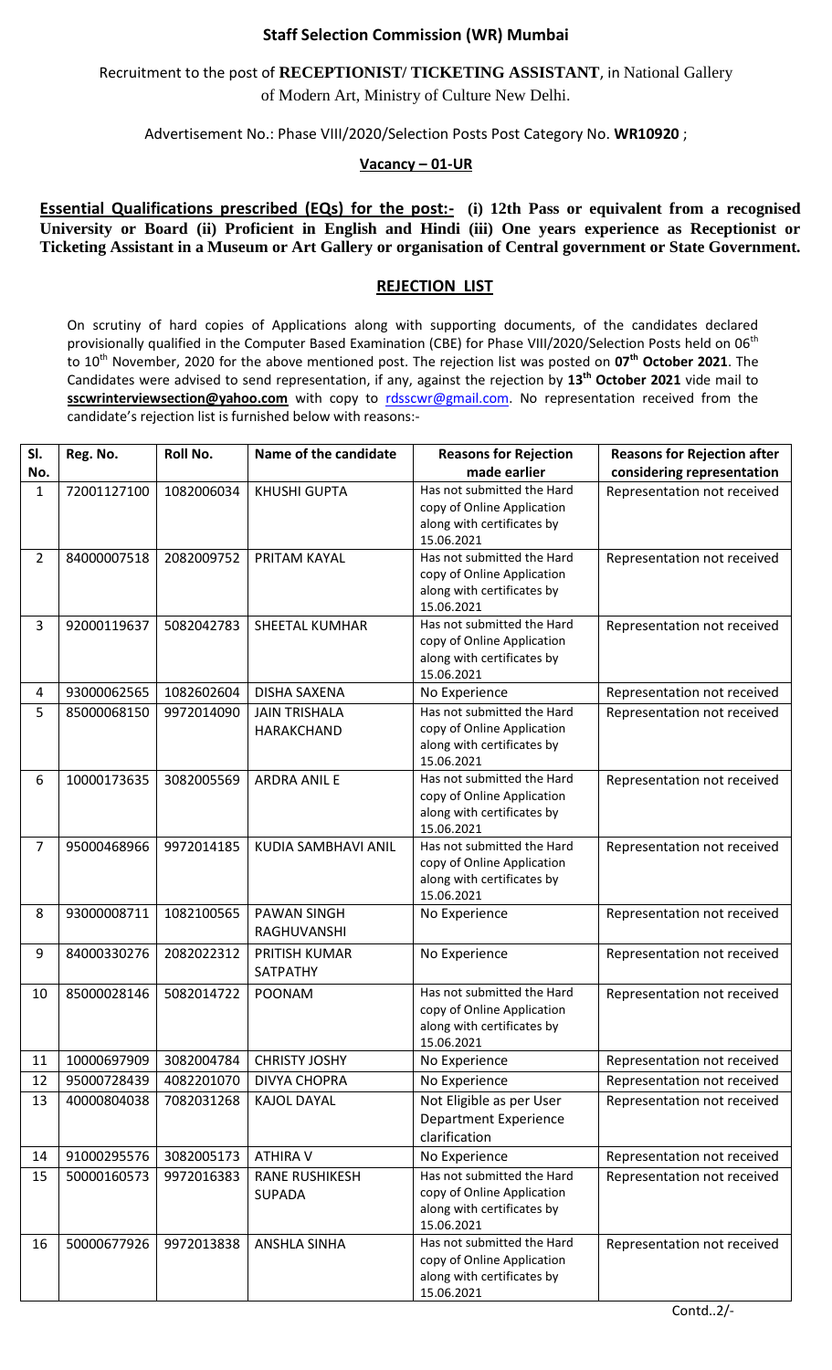## Staff Selection Commission (WR) Mumbai

Recruitment to the post of **RECEPTIONIST/ TICKETING ASSISTANT**, in National Gallery of Modern Art, Ministry of Culture New Delhi.

Advertisement No.: Phase VIII/2020/Selection Posts Post Category No. **WR10920** ;

**Vacancy – 01-UR**

**Essential Qualifications prescribed (EQs) for the post:- (i) 12th Pass or equivalent from a recognised University or Board (ii) Proficient in English and Hindi (iii) One years experience as Receptionist or Ticketing Assistant in a Museum or Art Gallery or organisation of Central government or State Government.**

### REJECTION LIST

On scrutiny of hard copies of Applications along with supporting documents, of the candidates declared provisionally qualified in the Computer Based Examination (CBE) for Phase VIII/2020/Selection Posts held on 06th to 10th November, 2020 for the above mentioned post. The rejection list was posted on **07th October 2021**. The Candidates were advised to send representation, if any, against the rejection by **13th October 2021** vide mail to **sscwrinterviewsection@yahoo.com** with copy to rdsscwr@gmail.com. No representation received from the candidate's rejection list is furnished below with reasons:-

| Sl. No. | Reg. No. | Roll No. | Name of the candidate | Reasons for Rejection made earlier | Reasons for Rejection after considering representation |
|---|---|---|---|---|---|
| 1 | 72001127100 | 1082006034 | KHUSHI GUPTA | Has not submitted the Hard copy of Online Application along with certificates by 15.06.2021 | Representation not received |
| 2 | 84000007518 | 2082009752 | PRITAM KAYAL | Has not submitted the Hard copy of Online Application along with certificates by 15.06.2021 | Representation not received |
| 3 | 92000119637 | 5082042783 | SHEETAL KUMHAR | Has not submitted the Hard copy of Online Application along with certificates by 15.06.2021 | Representation not received |
| 4 | 93000062565 | 1082602604 | DISHA SAXENA | No Experience | Representation not received |
| 5 | 85000068150 | 9972014090 | JAIN TRISHALA HARAKCHAND | Has not submitted the Hard copy of Online Application along with certificates by 15.06.2021 | Representation not received |
| 6 | 10000173635 | 3082005569 | ARDRA ANIL E | Has not submitted the Hard copy of Online Application along with certificates by 15.06.2021 | Representation not received |
| 7 | 95000468966 | 9972014185 | KUDIA SAMBHAVI ANIL | Has not submitted the Hard copy of Online Application along with certificates by 15.06.2021 | Representation not received |
| 8 | 93000008711 | 1082100565 | PAWAN SINGH RAGHUVANSHI | No Experience | Representation not received |
| 9 | 84000330276 | 2082022312 | PRITISH KUMAR SATPATHY | No Experience | Representation not received |
| 10 | 85000028146 | 5082014722 | POONAM | Has not submitted the Hard copy of Online Application along with certificates by 15.06.2021 | Representation not received |
| 11 | 10000697909 | 3082004784 | CHRISTY JOSHY | No Experience | Representation not received |
| 12 | 95000728439 | 4082201070 | DIVYA CHOPRA | No Experience | Representation not received |
| 13 | 40000804038 | 7082031268 | KAJOL DAYAL | Not Eligible as per User Department Experience clarification | Representation not received |
| 14 | 91000295576 | 3082005173 | ATHIRA V | No Experience | Representation not received |
| 15 | 50000160573 | 9972016383 | RANE RUSHIKESH SUPADA | Has not submitted the Hard copy of Online Application along with certificates by 15.06.2021 | Representation not received |
| 16 | 50000677926 | 9972013838 | ANSHLA SINHA | Has not submitted the Hard copy of Online Application along with certificates by 15.06.2021 | Representation not received |

Contd..2/-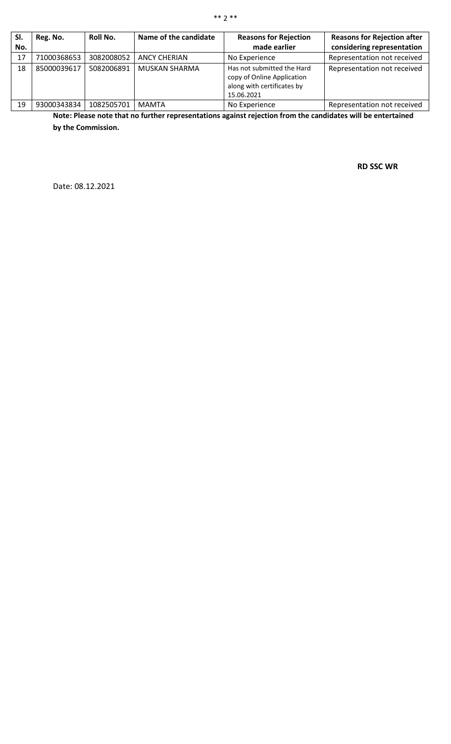| Sl. No. | Reg. No. | Roll No. | Name of the candidate | Reasons for Rejection made earlier | Reasons for Rejection after considering representation |
|---|---|---|---|---|---|
| 17 | 71000368653 | 3082008052 | ANCY CHERIAN | No Experience | Representation not received |
| 18 | 85000039617 | 5082006891 | MUSKAN SHARMA | Has not submitted the Hard copy of Online Application along with certificates by 15.06.2021 | Representation not received |
| 19 | 93000343834 | 1082505701 | MAMTA | No Experience | Representation not received |

**Note: Please note that no further representations against rejection from the candidates will be entertained by the Commission.**

**RD SSC WR**

Date: 08.12.2021